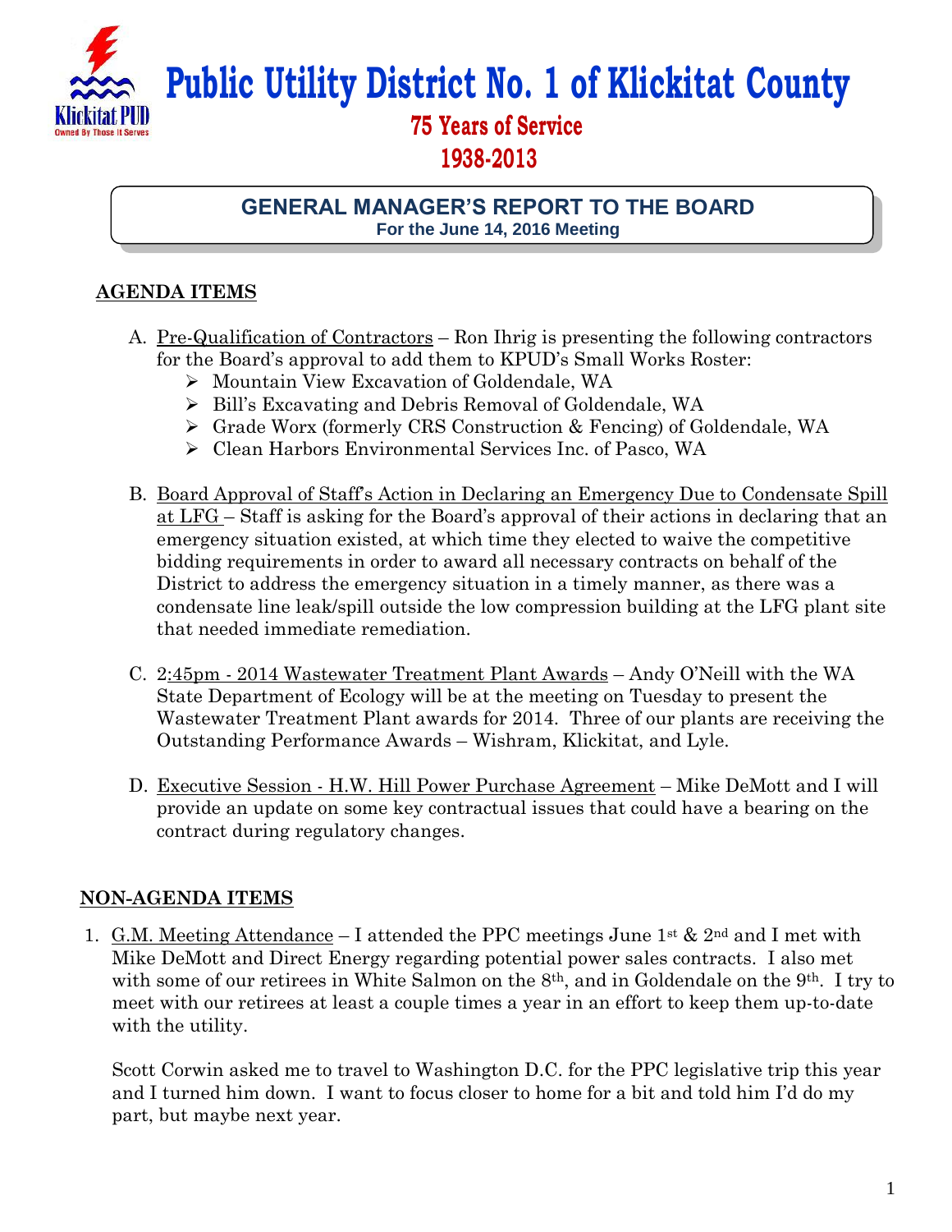# Public Utility District No. 1 of Klickitat County

## 75 Years of Service
## 1938-2013

## GENERAL MANAGER'S REPORT TO THE BOARD
**For the June 14, 2016 Meeting**

## AGENDA ITEMS

A. Pre-Qualification of Contractors – Ron Ihrig is presenting the following contractors for the Board's approval to add them to KPUD's Small Works Roster:
   - Mountain View Excavation of Goldendale, WA
   - Bill's Excavating and Debris Removal of Goldendale, WA
   - Grade Worx (formerly CRS Construction & Fencing) of Goldendale, WA
   - Clean Harbors Environmental Services Inc. of Pasco, WA

B. Board Approval of Staff's Action in Declaring an Emergency Due to Condensate Spill at LFG – Staff is asking for the Board's approval of their actions in declaring that an emergency situation existed, at which time they elected to waive the competitive bidding requirements in order to award all necessary contracts on behalf of the District to address the emergency situation in a timely manner, as there was a condensate line leak/spill outside the low compression building at the LFG plant site that needed immediate remediation.

C. 2:45pm - 2014 Wastewater Treatment Plant Awards – Andy O'Neill with the WA State Department of Ecology will be at the meeting on Tuesday to present the Wastewater Treatment Plant awards for 2014. Three of our plants are receiving the Outstanding Performance Awards – Wishram, Klickitat, and Lyle.

D. Executive Session - H.W. Hill Power Purchase Agreement – Mike DeMott and I will provide an update on some key contractual issues that could have a bearing on the contract during regulatory changes.

## NON-AGENDA ITEMS

1. G.M. Meeting Attendance – I attended the PPC meetings June 1st & 2nd and I met with Mike DeMott and Direct Energy regarding potential power sales contracts. I also met with some of our retirees in White Salmon on the 8th, and in Goldendale on the 9th. I try to meet with our retirees at least a couple times a year in an effort to keep them up-to-date with the utility.

   Scott Corwin asked me to travel to Washington D.C. for the PPC legislative trip this year and I turned him down. I want to focus closer to home for a bit and told him I'd do my part, but maybe next year.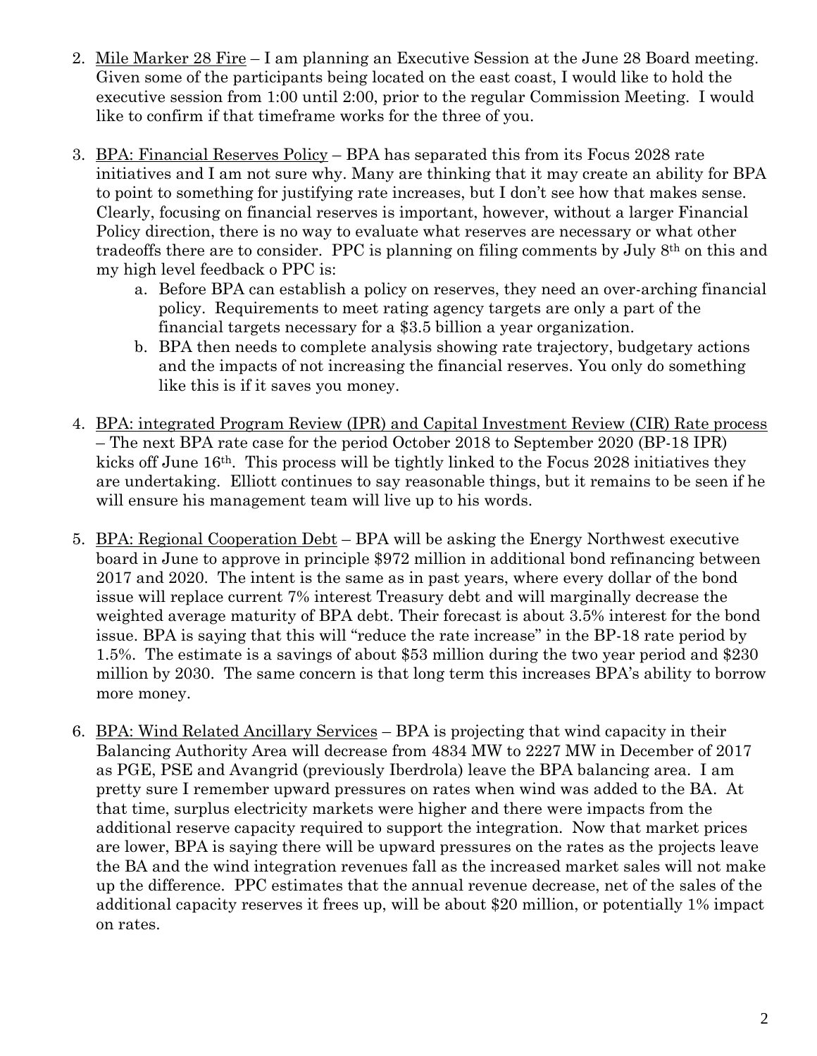2. Mile Marker 28 Fire – I am planning an Executive Session at the June 28 Board meeting. Given some of the participants being located on the east coast, I would like to hold the executive session from 1:00 until 2:00, prior to the regular Commission Meeting. I would like to confirm if that timeframe works for the three of you.

3. BPA: Financial Reserves Policy – BPA has separated this from its Focus 2028 rate initiatives and I am not sure why. Many are thinking that it may create an ability for BPA to point to something for justifying rate increases, but I don't see how that makes sense. Clearly, focusing on financial reserves is important, however, without a larger Financial Policy direction, there is no way to evaluate what reserves are necessary or what other tradeoffs there are to consider. PPC is planning on filing comments by July 8th on this and my high level feedback o PPC is:
   a. Before BPA can establish a policy on reserves, they need an over-arching financial policy. Requirements to meet rating agency targets are only a part of the financial targets necessary for a $3.5 billion a year organization.
   b. BPA then needs to complete analysis showing rate trajectory, budgetary actions and the impacts of not increasing the financial reserves. You only do something like this is if it saves you money.

4. BPA: integrated Program Review (IPR) and Capital Investment Review (CIR) Rate process – The next BPA rate case for the period October 2018 to September 2020 (BP-18 IPR) kicks off June 16th. This process will be tightly linked to the Focus 2028 initiatives they are undertaking. Elliott continues to say reasonable things, but it remains to be seen if he will ensure his management team will live up to his words.

5. BPA: Regional Cooperation Debt – BPA will be asking the Energy Northwest executive board in June to approve in principle $972 million in additional bond refinancing between 2017 and 2020. The intent is the same as in past years, where every dollar of the bond issue will replace current 7% interest Treasury debt and will marginally decrease the weighted average maturity of BPA debt. Their forecast is about 3.5% interest for the bond issue. BPA is saying that this will "reduce the rate increase" in the BP-18 rate period by 1.5%. The estimate is a savings of about $53 million during the two year period and $230 million by 2030. The same concern is that long term this increases BPA's ability to borrow more money.

6. BPA: Wind Related Ancillary Services – BPA is projecting that wind capacity in their Balancing Authority Area will decrease from 4834 MW to 2227 MW in December of 2017 as PGE, PSE and Avangrid (previously Iberdrola) leave the BPA balancing area. I am pretty sure I remember upward pressures on rates when wind was added to the BA. At that time, surplus electricity markets were higher and there were impacts from the additional reserve capacity required to support the integration. Now that market prices are lower, BPA is saying there will be upward pressures on the rates as the projects leave the BA and the wind integration revenues fall as the increased market sales will not make up the difference. PPC estimates that the annual revenue decrease, net of the sales of the additional capacity reserves it frees up, will be about $20 million, or potentially 1% impact on rates.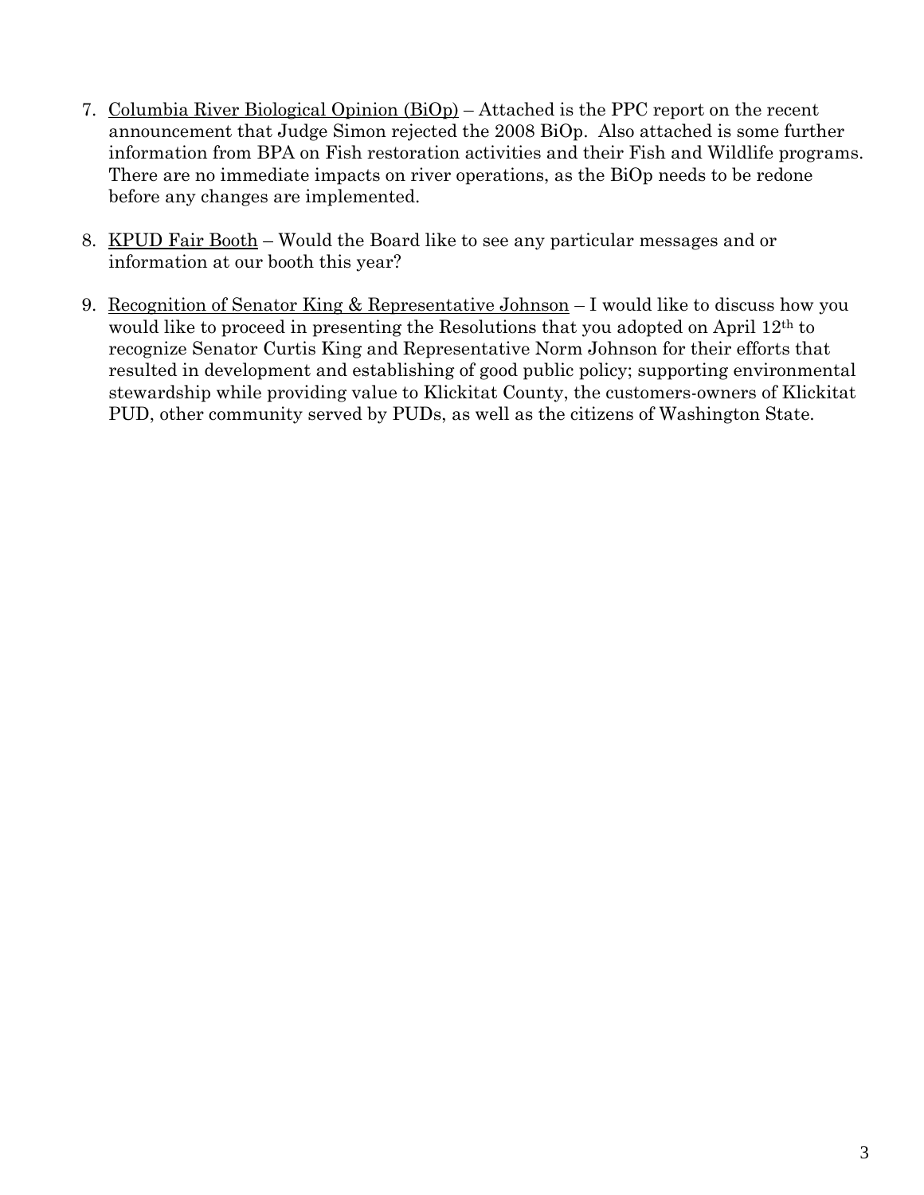7. Columbia River Biological Opinion (BiOp) – Attached is the PPC report on the recent announcement that Judge Simon rejected the 2008 BiOp. Also attached is some further information from BPA on Fish restoration activities and their Fish and Wildlife programs. There are no immediate impacts on river operations, as the BiOp needs to be redone before any changes are implemented.

8. KPUD Fair Booth – Would the Board like to see any particular messages and or information at our booth this year?

9. Recognition of Senator King & Representative Johnson – I would like to discuss how you would like to proceed in presenting the Resolutions that you adopted on April 12th to recognize Senator Curtis King and Representative Norm Johnson for their efforts that resulted in development and establishing of good public policy; supporting environmental stewardship while providing value to Klickitat County, the customers-owners of Klickitat PUD, other community served by PUDs, as well as the citizens of Washington State.